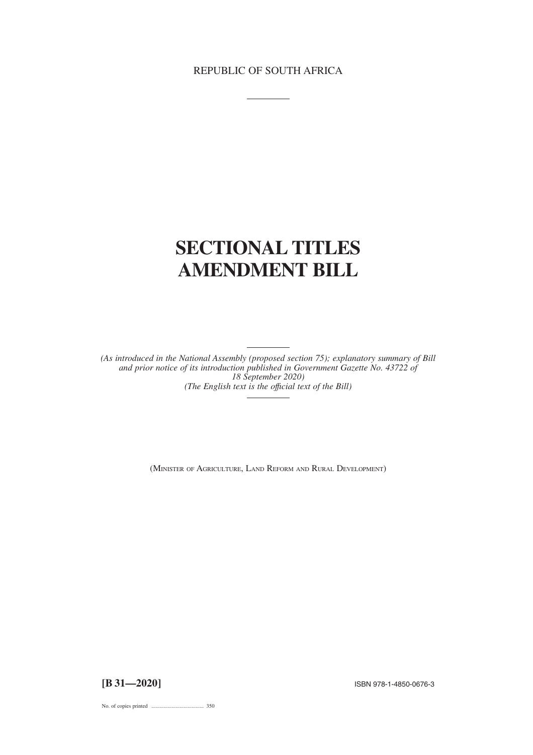REPUBLIC OF SOUTH AFRICA

# SECTIONAL TITLES AMENDMENT BILL

*(As introduced in the National Assembly (proposed section 75); explanatory summary of Bill and prior notice of its introduction published in Government Gazette No. 43722 of 18 September 2020)*
*(The English text is the official text of the Bill)*

(MINISTER OF AGRICULTURE, LAND REFORM AND RURAL DEVELOPMENT)

**[B 31—2020]** ISBN 978-1-4850-0676-3

No. of copies printed ....................................... 350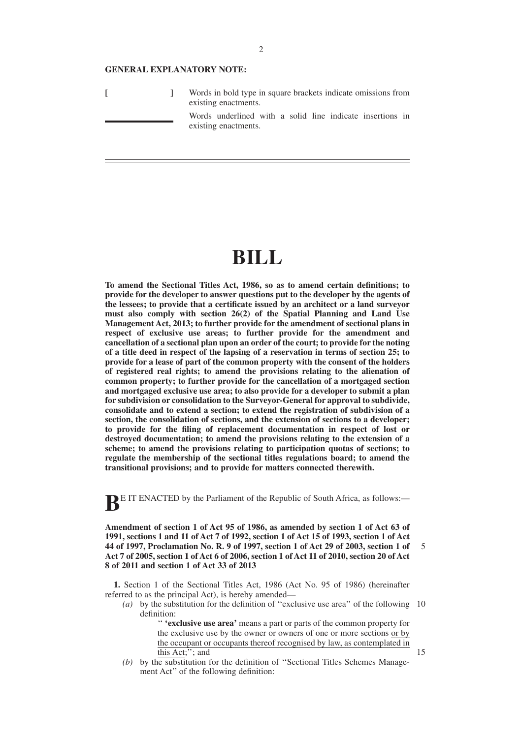**GENERAL EXPLANATORY NOTE:**

[ ] Words in bold type in square brackets indicate omissions from existing enactments.

\_\_\_\_\_ Words underlined with a solid line indicate insertions in existing enactments.

# BILL

**To amend the Sectional Titles Act, 1986, so as to amend certain definitions; to provide for the developer to answer questions put to the developer by the agents of the lessees; to provide that a certificate issued by an architect or a land surveyor must also comply with section 26(2) of the Spatial Planning and Land Use Management Act, 2013; to further provide for the amendment of sectional plans in respect of exclusive use areas; to further provide for the amendment and cancellation of a sectional plan upon an order of the court; to provide for the noting of a title deed in respect of the lapsing of a reservation in terms of section 25; to provide for a lease of part of the common property with the consent of the holders of registered real rights; to amend the provisions relating to the alienation of common property; to further provide for the cancellation of a mortgaged section and mortgaged exclusive use area; to also provide for a developer to submit a plan for subdivision or consolidation to the Surveyor-General for approval to subdivide, consolidate and to extend a section; to extend the registration of subdivision of a section, the consolidation of sections, and the extension of sections to a developer; to provide for the filing of replacement documentation in respect of lost or destroyed documentation; to amend the provisions relating to the extension of a scheme; to amend the provisions relating to participation quotas of sections; to regulate the membership of the sectional titles regulations board; to amend the transitional provisions; and to provide for matters connected therewith.**

BE IT ENACTED by the Parliament of the Republic of South Africa, as follows:—

**Amendment of section 1 of Act 95 of 1986, as amended by section 1 of Act 63 of 1991, sections 1 and 11 of Act 7 of 1992, section 1 of Act 15 of 1993, section 1 of Act 44 of 1997, Proclamation No. R. 9 of 1997, section 1 of Act 29 of 2003, section 1 of Act 7 of 2005, section 1 of Act 6 of 2006, section 1 of Act 11 of 2010, section 20 of Act 8 of 2011 and section 1 of Act 33 of 2013**

**1.** Section 1 of the Sectional Titles Act, 1986 (Act No. 95 of 1986) (hereinafter referred to as the principal Act), is hereby amended—

*(a)* by the substitution for the definition of ''exclusive use area'' of the following definition:

'' **'exclusive use area'** means a part or parts of the common property for the exclusive use by the owner or owners of one or more sections <u>or by the occupant or occupants thereof recognised by law, as contemplated in this Act</u>;''; and

*(b)* by the substitution for the definition of ''Sectional Titles Schemes Management Act'' of the following definition: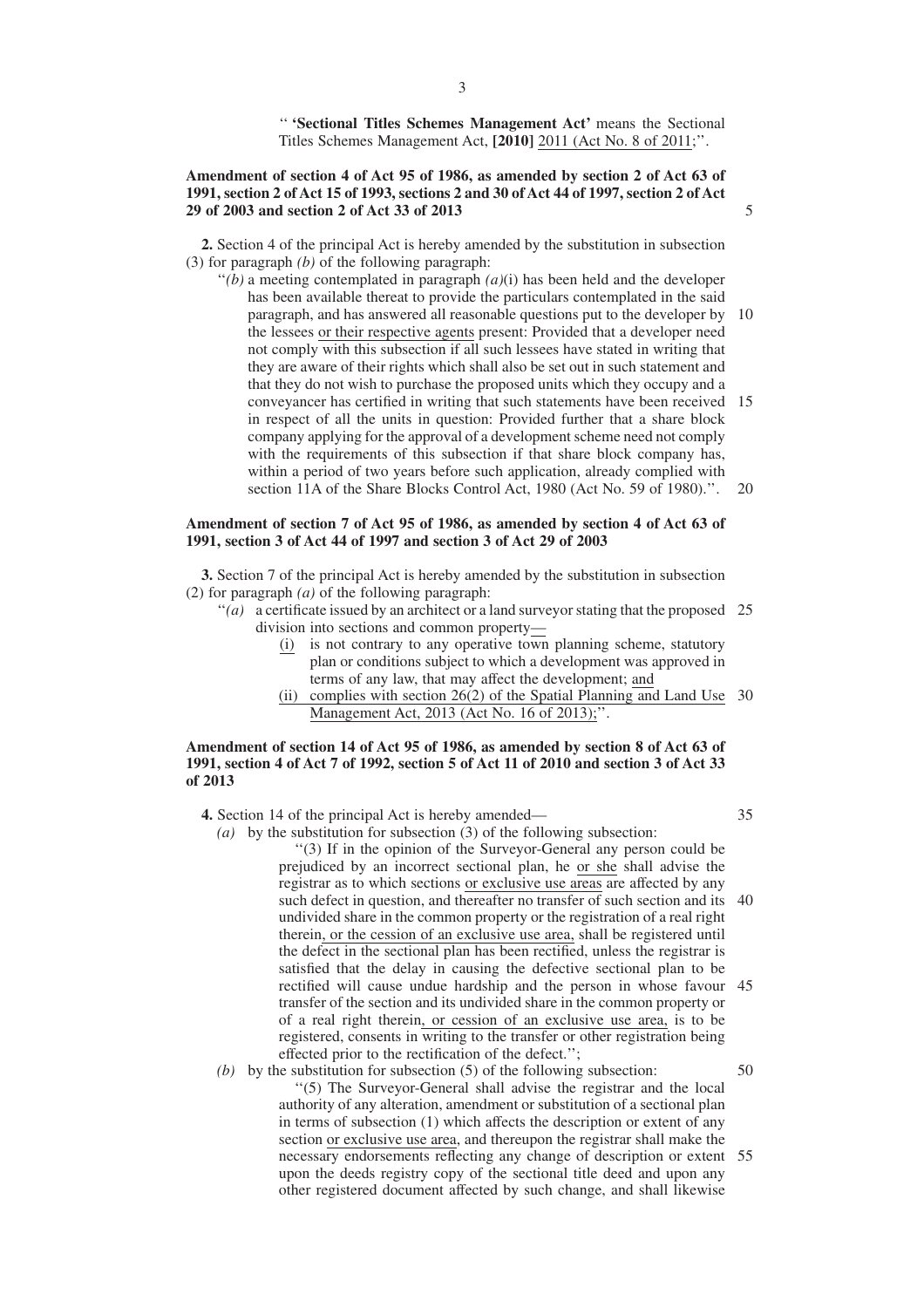" **'Sectional Titles Schemes Management Act'** means the Sectional Titles Schemes Management Act, **[2010]** <u>2011 (Act No. 8 of 2011</u>;".

**Amendment of section 4 of Act 95 of 1986, as amended by section 2 of Act 63 of 1991, section 2 of Act 15 of 1993, sections 2 and 30 of Act 44 of 1997, section 2 of Act 29 of 2003 and section 2 of Act 33 of 2013**

**2.** Section 4 of the principal Act is hereby amended by the substitution in subsection (3) for paragraph *(b)* of the following paragraph:

"*(b)* a meeting contemplated in paragraph *(a)*(i) has been held and the developer has been available thereat to provide the particulars contemplated in the said paragraph, and has answered all reasonable questions put to the developer by the lessees <u>or their respective agents</u> present: Provided that a developer need not comply with this subsection if all such lessees have stated in writing that they are aware of their rights which shall also be set out in such statement and that they do not wish to purchase the proposed units which they occupy and a conveyancer has certified in writing that such statements have been received in respect of all the units in question: Provided further that a share block company applying for the approval of a development scheme need not comply with the requirements of this subsection if that share block company has, within a period of two years before such application, already complied with section 11A of the Share Blocks Control Act, 1980 (Act No. 59 of 1980).".

**Amendment of section 7 of Act 95 of 1986, as amended by section 4 of Act 63 of 1991, section 3 of Act 44 of 1997 and section 3 of Act 29 of 2003**

**3.** Section 7 of the principal Act is hereby amended by the substitution in subsection (2) for paragraph *(a)* of the following paragraph:

"*(a)* a certificate issued by an architect or a land surveyor stating that the proposed division into sections and common property<u>—</u>

<u>(i)</u> is not contrary to any operative town planning scheme, statutory plan or conditions subject to which a development was approved in terms of any law, that may affect the development; <u>and</u>

<u>(ii) complies with section 26(2) of the Spatial Planning and Land Use Management Act, 2013 (Act No. 16 of 2013)</u>;".

**Amendment of section 14 of Act 95 of 1986, as amended by section 8 of Act 63 of 1991, section 4 of Act 7 of 1992, section 5 of Act 11 of 2010 and section 3 of Act 33 of 2013**

**4.** Section 14 of the principal Act is hereby amended—

*(a)* by the substitution for subsection (3) of the following subsection:

"(3) If in the opinion of the Surveyor-General any person could be prejudiced by an incorrect sectional plan, he <u>or she</u> shall advise the registrar as to which sections <u>or exclusive use areas</u> are affected by any such defect in question, and thereafter no transfer of such section and its undivided share in the common property or the registration of a real right therein<u>, or the cession of an exclusive use area,</u> shall be registered until the defect in the sectional plan has been rectified, unless the registrar is satisfied that the delay in causing the defective sectional plan to be rectified will cause undue hardship and the person in whose favour transfer of the section and its undivided share in the common property or of a real right therein<u>, or cession of an exclusive use area,</u> is to be registered, consents in writing to the transfer or other registration being effected prior to the rectification of the defect.";

*(b)* by the substitution for subsection (5) of the following subsection:

"(5) The Surveyor-General shall advise the registrar and the local authority of any alteration, amendment or substitution of a sectional plan in terms of subsection (1) which affects the description or extent of any section <u>or exclusive use area</u>, and thereupon the registrar shall make the necessary endorsements reflecting any change of description or extent upon the deeds registry copy of the sectional title deed and upon any other registered document affected by such change, and shall likewise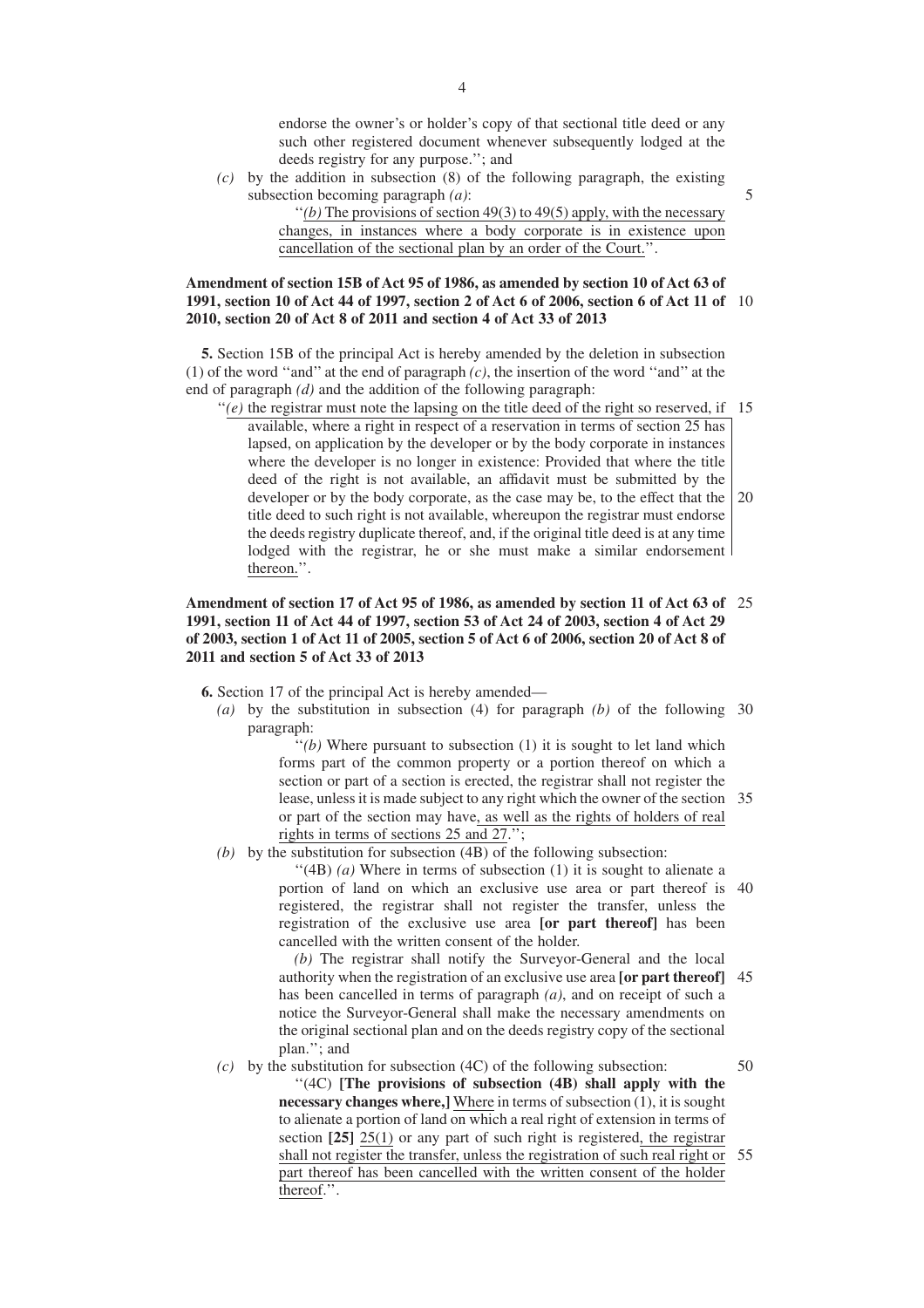endorse the owner's or holder's copy of that sectional title deed or any such other registered document whenever subsequently lodged at the deeds registry for any purpose.''; and

*(c)* by the addition in subsection (8) of the following paragraph, the existing subsection becoming paragraph *(a)*:

''*(b)* The provisions of section 49(3) to 49(5) apply, with the necessary changes, in instances where a body corporate is in existence upon cancellation of the sectional plan by an order of the Court.''.

**Amendment of section 15B of Act 95 of 1986, as amended by section 10 of Act 63 of 1991, section 10 of Act 44 of 1997, section 2 of Act 6 of 2006, section 6 of Act 11 of 2010, section 20 of Act 8 of 2011 and section 4 of Act 33 of 2013**

**5.** Section 15B of the principal Act is hereby amended by the deletion in subsection (1) of the word ''and'' at the end of paragraph *(c)*, the insertion of the word ''and'' at the end of paragraph *(d)* and the addition of the following paragraph:

''*(e)* the registrar must note the lapsing on the title deed of the right so reserved, if available, where a right in respect of a reservation in terms of section 25 has lapsed, on application by the developer or by the body corporate in instances where the developer is no longer in existence: Provided that where the title deed of the right is not available, an affidavit must be submitted by the developer or by the body corporate, as the case may be, to the effect that the title deed to such right is not available, whereupon the registrar must endorse the deeds registry duplicate thereof, and, if the original title deed is at any time lodged with the registrar, he or she must make a similar endorsement thereon.''.

**Amendment of section 17 of Act 95 of 1986, as amended by section 11 of Act 63 of 1991, section 11 of Act 44 of 1997, section 53 of Act 24 of 2003, section 4 of Act 29 of 2003, section 1 of Act 11 of 2005, section 5 of Act 6 of 2006, section 20 of Act 8 of 2011 and section 5 of Act 33 of 2013**

**6.** Section 17 of the principal Act is hereby amended—

*(a)* by the substitution in subsection (4) for paragraph *(b)* of the following paragraph:

''*(b)* Where pursuant to subsection (1) it is sought to let land which forms part of the common property or a portion thereof on which a section or part of a section is erected, the registrar shall not register the lease, unless it is made subject to any right which the owner of the section or part of the section may have, as well as the rights of holders of real rights in terms of sections 25 and 27.'';

*(b)* by the substitution for subsection (4B) of the following subsection:

''(4B) *(a)* Where in terms of subsection (1) it is sought to alienate a portion of land on which an exclusive use area or part thereof is registered, the registrar shall not register the transfer, unless the registration of the exclusive use area **[or part thereof]** has been cancelled with the written consent of the holder.

*(b)* The registrar shall notify the Surveyor-General and the local authority when the registration of an exclusive use area **[or part thereof]** has been cancelled in terms of paragraph *(a)*, and on receipt of such a notice the Surveyor-General shall make the necessary amendments on the original sectional plan and on the deeds registry copy of the sectional plan.''; and

*(c)* by the substitution for subsection (4C) of the following subsection:

''(4C) **[The provisions of subsection (4B) shall apply with the necessary changes where,]** Where in terms of subsection (1), it is sought to alienate a portion of land on which a real right of extension in terms of section **[25]** 25(1) or any part of such right is registered, the registrar shall not register the transfer, unless the registration of such real right or part thereof has been cancelled with the written consent of the holder thereof.''.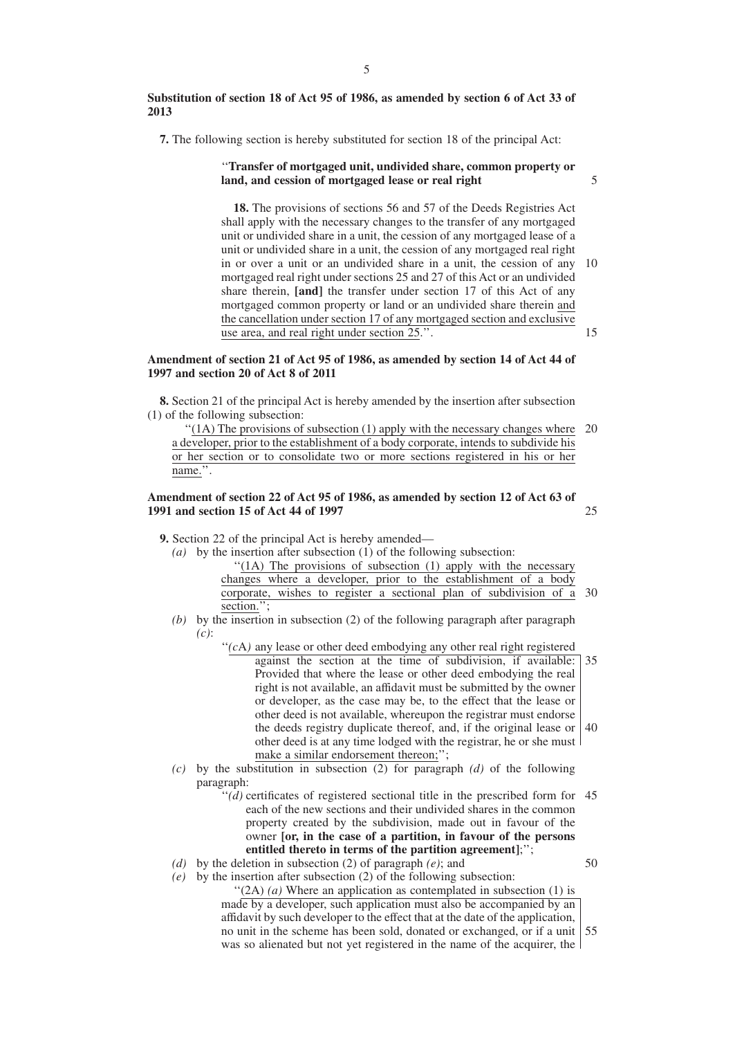**Substitution of section 18 of Act 95 of 1986, as amended by section 6 of Act 33 of 2013**

**7.** The following section is hereby substituted for section 18 of the principal Act:

''**Transfer of mortgaged unit, undivided share, common property or land, and cession of mortgaged lease or real right**

**18.** The provisions of sections 56 and 57 of the Deeds Registries Act shall apply with the necessary changes to the transfer of any mortgaged unit or undivided share in a unit, the cession of any mortgaged lease of a unit or undivided share in a unit, the cession of any mortgaged real right in or over a unit or an undivided share in a unit, the cession of any mortgaged real right under sections 25 and 27 of this Act or an undivided share therein, **[and]** the transfer under section 17 of this Act of any mortgaged common property or land or an undivided share therein <u>and the cancellation under section 17 of any mortgaged section and exclusive use area, and real right under section 25</u>.''.

**Amendment of section 21 of Act 95 of 1986, as amended by section 14 of Act 44 of 1997 and section 20 of Act 8 of 2011**

**8.** Section 21 of the principal Act is hereby amended by the insertion after subsection (1) of the following subsection:

''<u>(1A) The provisions of subsection (1) apply with the necessary changes where a developer, prior to the establishment of a body corporate, intends to subdivide his or her section or to consolidate two or more sections registered in his or her name.</u>''.

**Amendment of section 22 of Act 95 of 1986, as amended by section 12 of Act 63 of 1991 and section 15 of Act 44 of 1997**

**9.** Section 22 of the principal Act is hereby amended—

*(a)* by the insertion after subsection (1) of the following subsection:

''<u>(1A) The provisions of subsection (1) apply with the necessary changes where a developer, prior to the establishment of a body corporate, wishes to register a sectional plan of subdivision of a section.</u>'';

*(b)* by the insertion in subsection (2) of the following paragraph after paragraph *(c)*:

''<u>*(c*A*)* any lease or other deed embodying any other real right registered against the section at the time of subdivision, if available: Provided that where the lease or other deed embodying the real right is not available, an affidavit must be submitted by the owner or developer, as the case may be, to the effect that the lease or other deed is not available, whereupon the registrar must endorse the deeds registry duplicate thereof, and, if the original lease or other deed is at any time lodged with the registrar, he or she must make a similar endorsement thereon;</u>'';

*(c)* by the substitution in subsection (2) for paragraph *(d)* of the following paragraph:

''*(d)* certificates of registered sectional title in the prescribed form for each of the new sections and their undivided shares in the common property created by the subdivision, made out in favour of the owner **[or, in the case of a partition, in favour of the persons entitled thereto in terms of the partition agreement]**;'';

*(d)* by the deletion in subsection (2) of paragraph *(e)*; and

*(e)* by the insertion after subsection (2) of the following subsection:

''<u>(2A) *(a)* Where an application as contemplated in subsection (1) is made by a developer, such application must also be accompanied by an affidavit by such developer to the effect that at the date of the application, no unit in the scheme has been sold, donated or exchanged, or if a unit was so alienated but not yet registered in the name of the acquirer, the</u>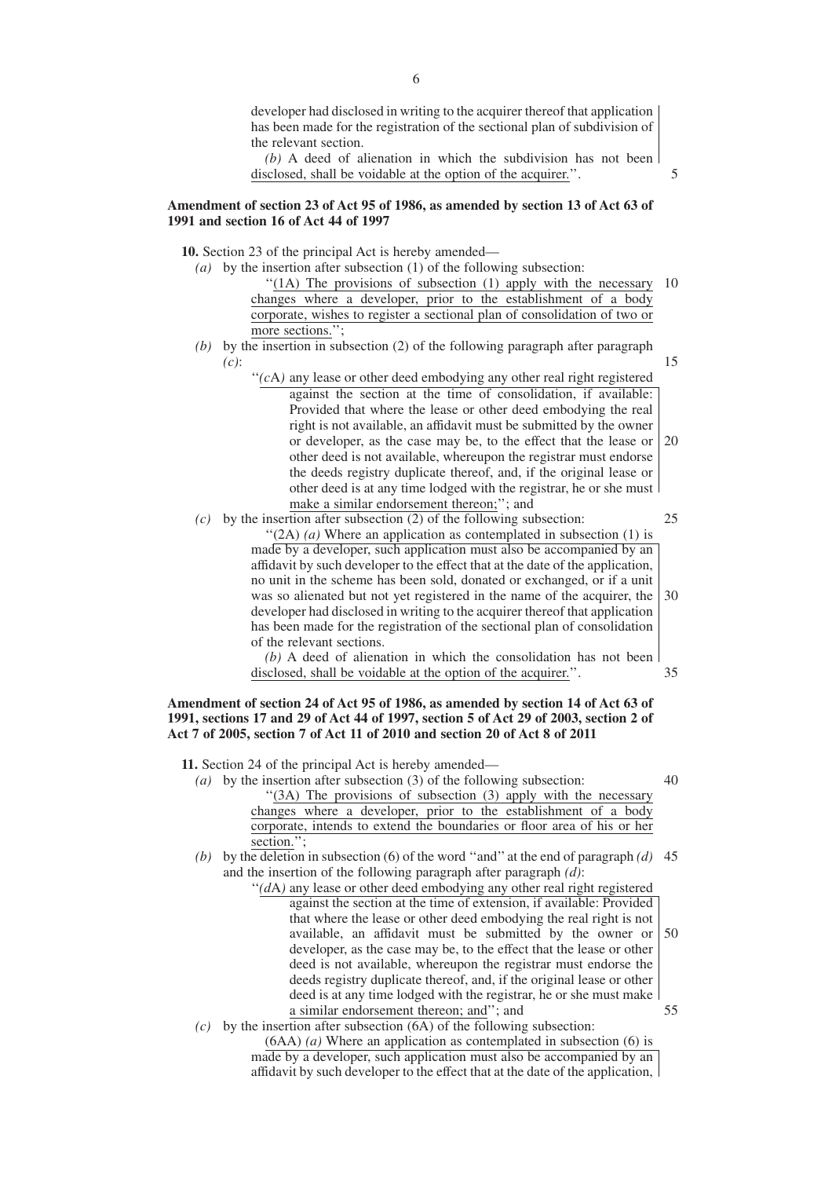developer had disclosed in writing to the acquirer thereof that application has been made for the registration of the sectional plan of subdivision of the relevant section.

*(b)* A deed of alienation in which the subdivision has not been disclosed, shall be voidable at the option of the acquirer.''.

**Amendment of section 23 of Act 95 of 1986, as amended by section 13 of Act 63 of 1991 and section 16 of Act 44 of 1997**

**10.** Section 23 of the principal Act is hereby amended—

*(a)* by the insertion after subsection (1) of the following subsection:

''(1A) The provisions of subsection (1) apply with the necessary changes where a developer, prior to the establishment of a body corporate, wishes to register a sectional plan of consolidation of two or more sections.'';

*(b)* by the insertion in subsection (2) of the following paragraph after paragraph *(c)*:

''*(c*A*)* any lease or other deed embodying any other real right registered against the section at the time of consolidation, if available: Provided that where the lease or other deed embodying the real right is not available, an affidavit must be submitted by the owner or developer, as the case may be, to the effect that the lease or other deed is not available, whereupon the registrar must endorse the deeds registry duplicate thereof, and, if the original lease or other deed is at any time lodged with the registrar, he or she must make a similar endorsement thereon;''; and

*(c)* by the insertion after subsection (2) of the following subsection:

''(2A) *(a)* Where an application as contemplated in subsection (1) is made by a developer, such application must also be accompanied by an affidavit by such developer to the effect that at the date of the application, no unit in the scheme has been sold, donated or exchanged, or if a unit was so alienated but not yet registered in the name of the acquirer, the developer had disclosed in writing to the acquirer thereof that application has been made for the registration of the sectional plan of consolidation of the relevant sections.

*(b)* A deed of alienation in which the consolidation has not been disclosed, shall be voidable at the option of the acquirer.''.

**Amendment of section 24 of Act 95 of 1986, as amended by section 14 of Act 63 of 1991, sections 17 and 29 of Act 44 of 1997, section 5 of Act 29 of 2003, section 2 of Act 7 of 2005, section 7 of Act 11 of 2010 and section 20 of Act 8 of 2011**

**11.** Section 24 of the principal Act is hereby amended—

*(a)* by the insertion after subsection (3) of the following subsection:

''(3A) The provisions of subsection (3) apply with the necessary changes where a developer, prior to the establishment of a body corporate, intends to extend the boundaries or floor area of his or her section.'';

*(b)* by the deletion in subsection (6) of the word ''and'' at the end of paragraph *(d)* and the insertion of the following paragraph after paragraph *(d)*:

''*(d*A*)* any lease or other deed embodying any other real right registered against the section at the time of extension, if available: Provided that where the lease or other deed embodying the real right is not available, an affidavit must be submitted by the owner or developer, as the case may be, to the effect that the lease or other deed is not available, whereupon the registrar must endorse the deeds registry duplicate thereof, and, if the original lease or other deed is at any time lodged with the registrar, he or she must make a similar endorsement thereon; and''; and

*(c)* by the insertion after subsection (6A) of the following subsection:

(6AA) *(a)* Where an application as contemplated in subsection (6) is made by a developer, such application must also be accompanied by an affidavit by such developer to the effect that at the date of the application,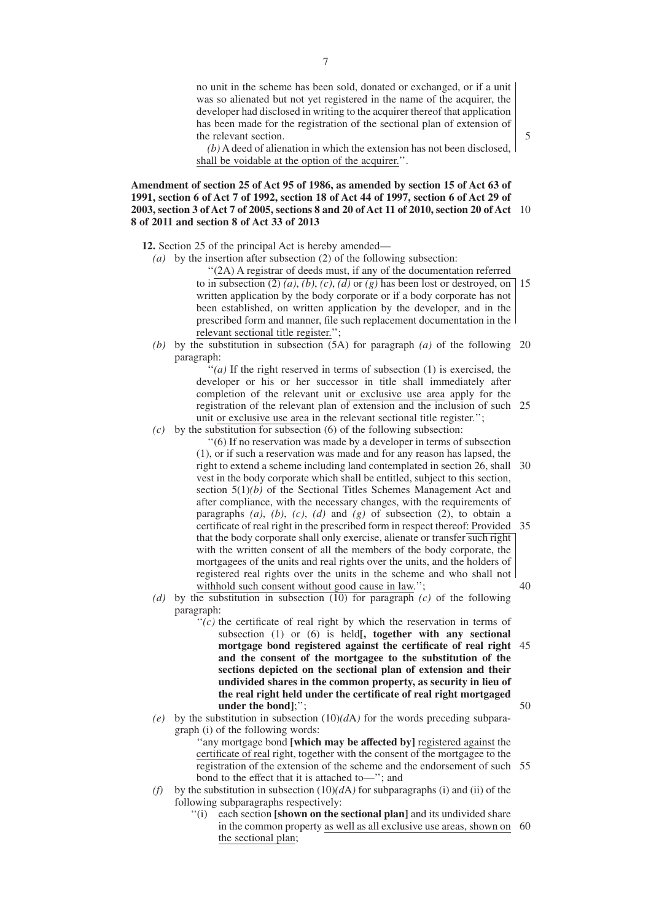no unit in the scheme has been sold, donated or exchanged, or if a unit was so alienated but not yet registered in the name of the acquirer, the developer had disclosed in writing to the acquirer thereof that application has been made for the registration of the sectional plan of extension of the relevant section.

*(b)* A deed of alienation in which the extension has not been disclosed, shall be voidable at the option of the acquirer.''.

**Amendment of section 25 of Act 95 of 1986, as amended by section 15 of Act 63 of 1991, section 6 of Act 7 of 1992, section 18 of Act 44 of 1997, section 6 of Act 29 of 2003, section 3 of Act 7 of 2005, sections 8 and 20 of Act 11 of 2010, section 20 of Act 8 of 2011 and section 8 of Act 33 of 2013**

**12.** Section 25 of the principal Act is hereby amended—

*(a)* by the insertion after subsection (2) of the following subsection:

''(2A) A registrar of deeds must, if any of the documentation referred to in subsection (2) *(a)*, *(b)*, *(c)*, *(d)* or *(g)* has been lost or destroyed, on written application by the body corporate or if a body corporate has not been established, on written application by the developer, and in the prescribed form and manner, file such replacement documentation in the relevant sectional title register.'';

*(b)* by the substitution in subsection (5A) for paragraph *(a)* of the following paragraph:

''*(a)* If the right reserved in terms of subsection (1) is exercised, the developer or his or her successor in title shall immediately after completion of the relevant unit or exclusive use area apply for the registration of the relevant plan of extension and the inclusion of such unit or exclusive use area in the relevant sectional title register.'';

*(c)* by the substitution for subsection (6) of the following subsection:

''(6) If no reservation was made by a developer in terms of subsection (1), or if such a reservation was made and for any reason has lapsed, the right to extend a scheme including land contemplated in section 26, shall vest in the body corporate which shall be entitled, subject to this section, section 5(1)*(b)* of the Sectional Titles Schemes Management Act and after compliance, with the necessary changes, with the requirements of paragraphs *(a)*, *(b)*, *(c)*, *(d)* and *(g)* of subsection (2), to obtain a certificate of real right in the prescribed form in respect thereof: Provided that the body corporate shall only exercise, alienate or transfer such right with the written consent of all the members of the body corporate, the mortgagees of the units and real rights over the units, and the holders of registered real rights over the units in the scheme and who shall not withhold such consent without good cause in law.'';

*(d)* by the substitution in subsection (10) for paragraph *(c)* of the following paragraph:

''*(c)* the certificate of real right by which the reservation in terms of subsection (1) or (6) is held**[, together with any sectional mortgage bond registered against the certificate of real right and the consent of the mortgagee to the substitution of the sections depicted on the sectional plan of extension and their undivided shares in the common property, as security in lieu of the real right held under the certificate of real right mortgaged under the bond]**;'';

*(e)* by the substitution in subsection (10)*(d*A*)* for the words preceding subparagraph (i) of the following words:

''any mortgage bond **[which may be affected by]** registered against the certificate of real right, together with the consent of the mortgagee to the registration of the extension of the scheme and the endorsement of such bond to the effect that it is attached to—''; and

*(f)* by the substitution in subsection (10)*(d*A*)* for subparagraphs (i) and (ii) of the following subparagraphs respectively:

''(i) each section **[shown on the sectional plan]** and its undivided share in the common property as well as all exclusive use areas, shown on the sectional plan;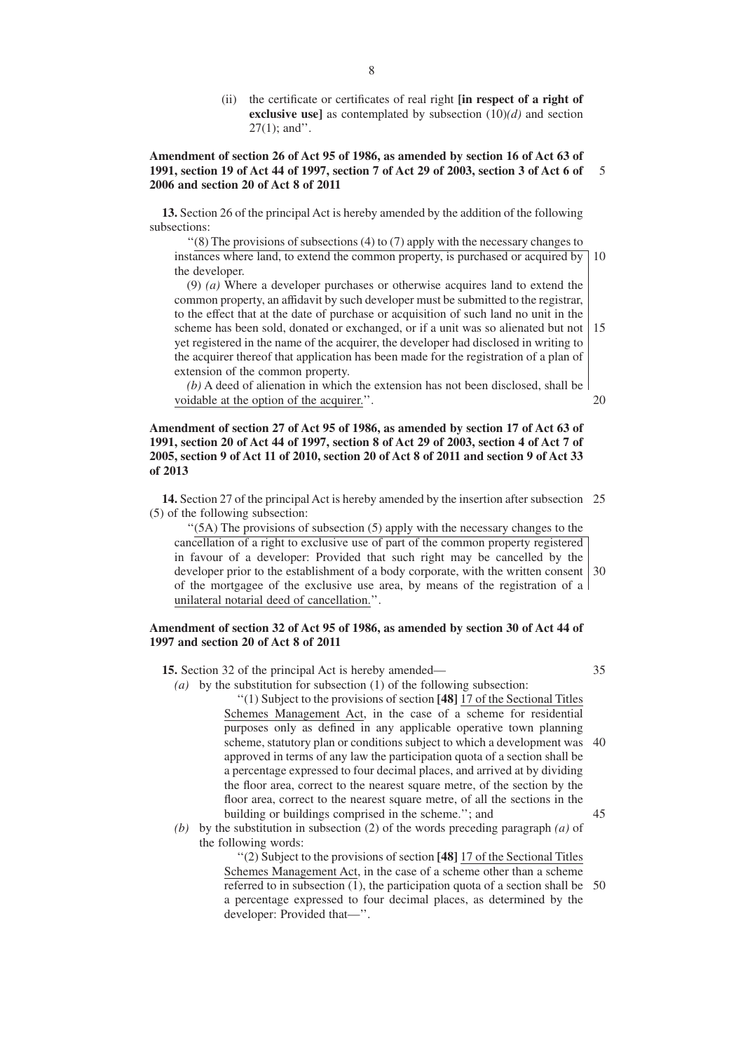(ii) the certificate or certificates of real right **[in respect of a right of exclusive use]** as contemplated by subsection (10)*(d)* and section 27(1); and''.

**Amendment of section 26 of Act 95 of 1986, as amended by section 16 of Act 63 of 1991, section 19 of Act 44 of 1997, section 7 of Act 29 of 2003, section 3 of Act 6 of 2006 and section 20 of Act 8 of 2011**

**13.** Section 26 of the principal Act is hereby amended by the addition of the following subsections:

''(8) The provisions of subsections (4) to (7) apply with the necessary changes to instances where land, to extend the common property, is purchased or acquired by the developer.

(9) *(a)* Where a developer purchases or otherwise acquires land to extend the common property, an affidavit by such developer must be submitted to the registrar, to the effect that at the date of purchase or acquisition of such land no unit in the scheme has been sold, donated or exchanged, or if a unit was so alienated but not yet registered in the name of the acquirer, the developer had disclosed in writing to the acquirer thereof that application has been made for the registration of a plan of extension of the common property.

*(b)* A deed of alienation in which the extension has not been disclosed, shall be voidable at the option of the acquirer.''.

**Amendment of section 27 of Act 95 of 1986, as amended by section 17 of Act 63 of 1991, section 20 of Act 44 of 1997, section 8 of Act 29 of 2003, section 4 of Act 7 of 2005, section 9 of Act 11 of 2010, section 20 of Act 8 of 2011 and section 9 of Act 33 of 2013**

**14.** Section 27 of the principal Act is hereby amended by the insertion after subsection (5) of the following subsection:

''(5A) The provisions of subsection (5) apply with the necessary changes to the cancellation of a right to exclusive use of part of the common property registered in favour of a developer: Provided that such right may be cancelled by the developer prior to the establishment of a body corporate, with the written consent of the mortgagee of the exclusive use area, by means of the registration of a unilateral notarial deed of cancellation.''.

**Amendment of section 32 of Act 95 of 1986, as amended by section 30 of Act 44 of 1997 and section 20 of Act 8 of 2011**

**15.** Section 32 of the principal Act is hereby amended—

*(a)* by the substitution for subsection (1) of the following subsection:

''(1) Subject to the provisions of section **[48]** 17 of the Sectional Titles Schemes Management Act, in the case of a scheme for residential purposes only as defined in any applicable operative town planning scheme, statutory plan or conditions subject to which a development was approved in terms of any law the participation quota of a section shall be a percentage expressed to four decimal places, and arrived at by dividing the floor area, correct to the nearest square metre, of the section by the floor area, correct to the nearest square metre, of all the sections in the building or buildings comprised in the scheme.''; and

*(b)* by the substitution in subsection (2) of the words preceding paragraph *(a)* of the following words:

''(2) Subject to the provisions of section **[48]** 17 of the Sectional Titles Schemes Management Act, in the case of a scheme other than a scheme referred to in subsection (1), the participation quota of a section shall be a percentage expressed to four decimal places, as determined by the developer: Provided that—''.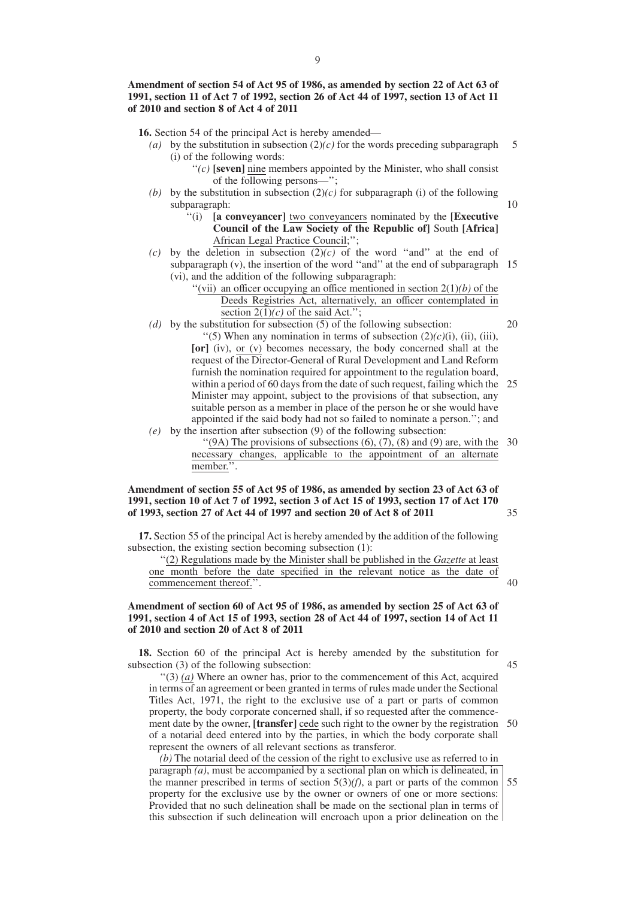**Amendment of section 54 of Act 95 of 1986, as amended by section 22 of Act 63 of 1991, section 11 of Act 7 of 1992, section 26 of Act 44 of 1997, section 13 of Act 11 of 2010 and section 8 of Act 4 of 2011**

**16.** Section 54 of the principal Act is hereby amended—

*(a)* by the substitution in subsection (2)*(c)* for the words preceding subparagraph (i) of the following words:

''*(c)* **[seven]** nine members appointed by the Minister, who shall consist of the following persons—'';

*(b)* by the substitution in subsection (2)*(c)* for subparagraph (i) of the following subparagraph:

''(i) **[a conveyancer]** two conveyancers nominated by the **[Executive Council of the Law Society of the Republic of]** South **[Africa]** African Legal Practice Council;'';

*(c)* by the deletion in subsection (2)*(c)* of the word ''and'' at the end of subparagraph (v), the insertion of the word ''and'' at the end of subparagraph (vi), and the addition of the following subparagraph:

''(vii) an officer occupying an office mentioned in section 2(1)*(b)* of the Deeds Registries Act, alternatively, an officer contemplated in section 2(1)*(c)* of the said Act.'';

*(d)* by the substitution for subsection (5) of the following subsection:

''(5) When any nomination in terms of subsection (2)*(c)*(i), (ii), (iii), **[or]** (iv), or (v) becomes necessary, the body concerned shall at the request of the Director-General of Rural Development and Land Reform furnish the nomination required for appointment to the regulation board, within a period of 60 days from the date of such request, failing which the Minister may appoint, subject to the provisions of that subsection, any suitable person as a member in place of the person he or she would have appointed if the said body had not so failed to nominate a person.''; and

*(e)* by the insertion after subsection (9) of the following subsection:

''(9A) The provisions of subsections (6), (7), (8) and (9) are, with the necessary changes, applicable to the appointment of an alternate member.''.

**Amendment of section 55 of Act 95 of 1986, as amended by section 23 of Act 63 of 1991, section 10 of Act 7 of 1992, section 3 of Act 15 of 1993, section 17 of Act 170 of 1993, section 27 of Act 44 of 1997 and section 20 of Act 8 of 2011**

**17.** Section 55 of the principal Act is hereby amended by the addition of the following subsection, the existing section becoming subsection (1):

''(2) Regulations made by the Minister shall be published in the *Gazette* at least one month before the date specified in the relevant notice as the date of commencement thereof.''.

**Amendment of section 60 of Act 95 of 1986, as amended by section 25 of Act 63 of 1991, section 4 of Act 15 of 1993, section 28 of Act 44 of 1997, section 14 of Act 11 of 2010 and section 20 of Act 8 of 2011**

**18.** Section 60 of the principal Act is hereby amended by the substitution for subsection (3) of the following subsection:

''(3) *(a)* Where an owner has, prior to the commencement of this Act, acquired in terms of an agreement or been granted in terms of rules made under the Sectional Titles Act, 1971, the right to the exclusive use of a part or parts of common property, the body corporate concerned shall, if so requested after the commencement date by the owner, **[transfer]** cede such right to the owner by the registration of a notarial deed entered into by the parties, in which the body corporate shall represent the owners of all relevant sections as transferor.

*(b)* The notarial deed of the cession of the right to exclusive use as referred to in paragraph *(a)*, must be accompanied by a sectional plan on which is delineated, in the manner prescribed in terms of section 5(3)*(f)*, a part or parts of the common property for the exclusive use by the owner or owners of one or more sections: Provided that no such delineation shall be made on the sectional plan in terms of this subsection if such delineation will encroach upon a prior delineation on the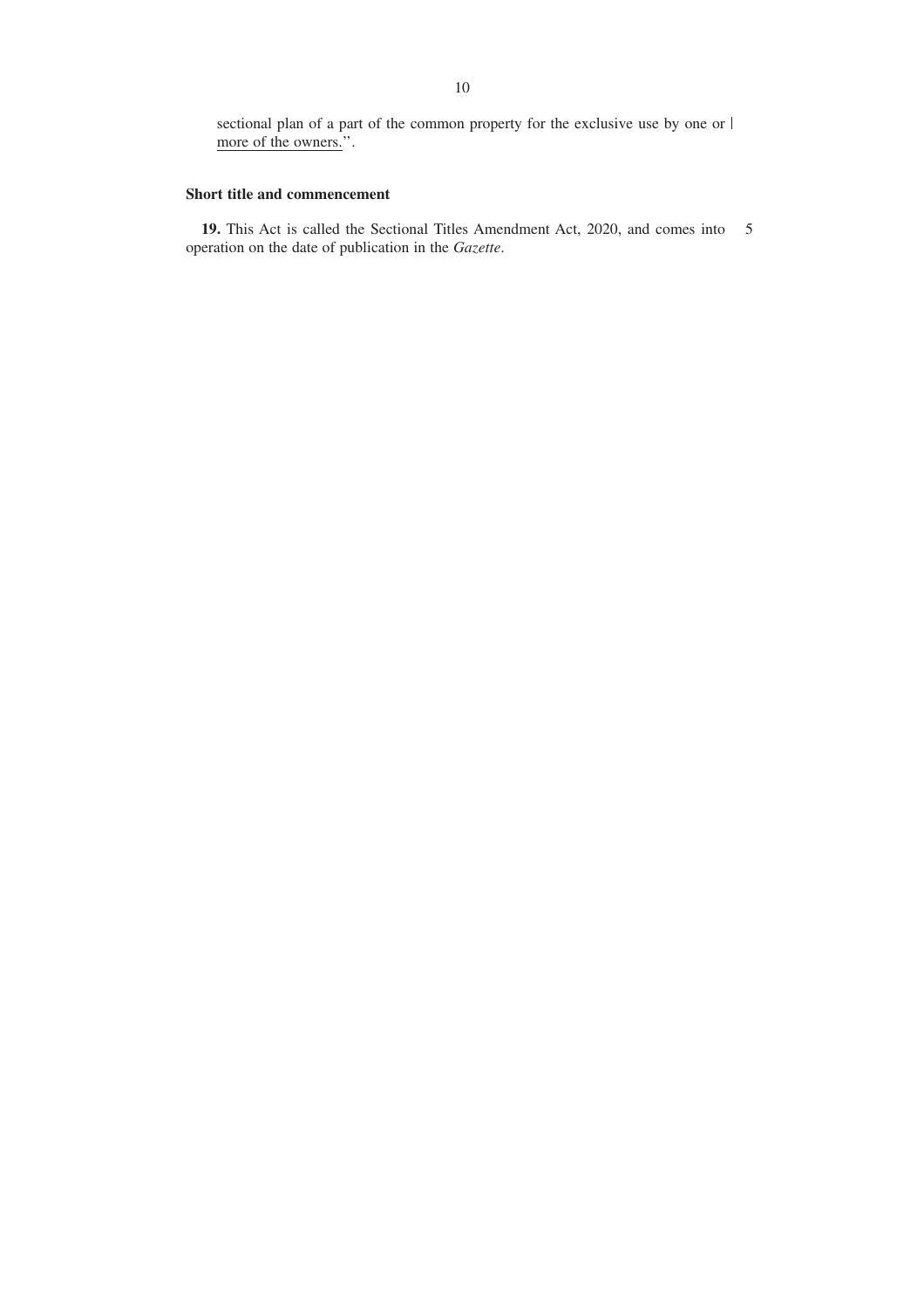sectional plan of a part of the common property for the exclusive use by one or more of the owners.''.

### Short title and commencement

**19.** This Act is called the Sectional Titles Amendment Act, 2020, and comes into operation on the date of publication in the *Gazette*.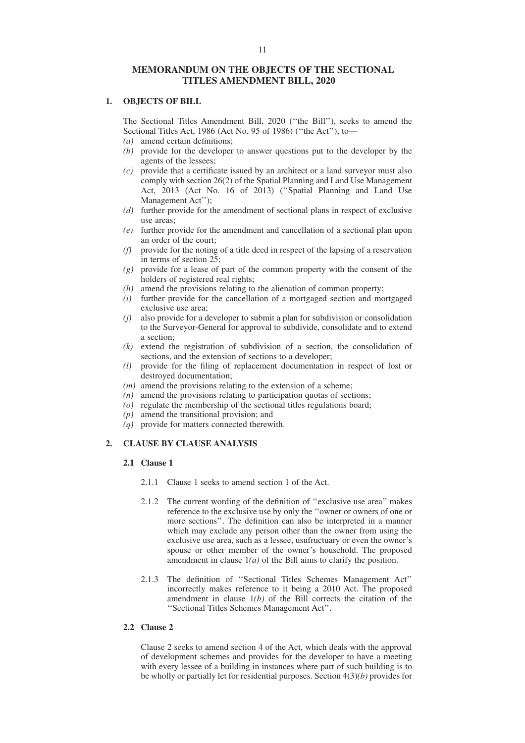# MEMORANDUM ON THE OBJECTS OF THE SECTIONAL TITLES AMENDMENT BILL, 2020

## 1. OBJECTS OF BILL

The Sectional Titles Amendment Bill, 2020 (''the Bill''), seeks to amend the Sectional Titles Act, 1986 (Act No. 95 of 1986) (''the Act''), to—

*(a)* amend certain definitions;
*(b)* provide for the developer to answer questions put to the developer by the agents of the lessees;
*(c)* provide that a certificate issued by an architect or a land surveyor must also comply with section 26(2) of the Spatial Planning and Land Use Management Act, 2013 (Act No. 16 of 2013) (''Spatial Planning and Land Use Management Act'');
*(d)* further provide for the amendment of sectional plans in respect of exclusive use areas;
*(e)* further provide for the amendment and cancellation of a sectional plan upon an order of the court;
*(f)* provide for the noting of a title deed in respect of the lapsing of a reservation in terms of section 25;
*(g)* provide for a lease of part of the common property with the consent of the holders of registered real rights;
*(h)* amend the provisions relating to the alienation of common property;
*(i)* further provide for the cancellation of a mortgaged section and mortgaged exclusive use area;
*(j)* also provide for a developer to submit a plan for subdivision or consolidation to the Surveyor-General for approval to subdivide, consolidate and to extend a section;
*(k)* extend the registration of subdivision of a section, the consolidation of sections, and the extension of sections to a developer;
*(l)* provide for the filing of replacement documentation in respect of lost or destroyed documentation;
*(m)* amend the provisions relating to the extension of a scheme;
*(n)* amend the provisions relating to participation quotas of sections;
*(o)* regulate the membership of the sectional titles regulations board;
*(p)* amend the transitional provision; and
*(q)* provide for matters connected therewith.

## 2. CLAUSE BY CLAUSE ANALYSIS

### 2.1 Clause 1

2.1.1 Clause 1 seeks to amend section 1 of the Act.

2.1.2 The current wording of the definition of ''exclusive use area'' makes reference to the exclusive use by only the ''owner or owners of one or more sections''. The definition can also be interpreted in a manner which may exclude any person other than the owner from using the exclusive use area, such as a lessee, usufructuary or even the owner's spouse or other member of the owner's household. The proposed amendment in clause 1*(a)* of the Bill aims to clarify the position.

2.1.3 The definition of ''Sectional Titles Schemes Management Act'' incorrectly makes reference to it being a 2010 Act. The proposed amendment in clause 1*(b)* of the Bill corrects the citation of the ''Sectional Titles Schemes Management Act''.

### 2.2 Clause 2

Clause 2 seeks to amend section 4 of the Act, which deals with the approval of development schemes and provides for the developer to have a meeting with every lessee of a building in instances where part of such building is to be wholly or partially let for residential purposes. Section 4(3)*(b)* provides for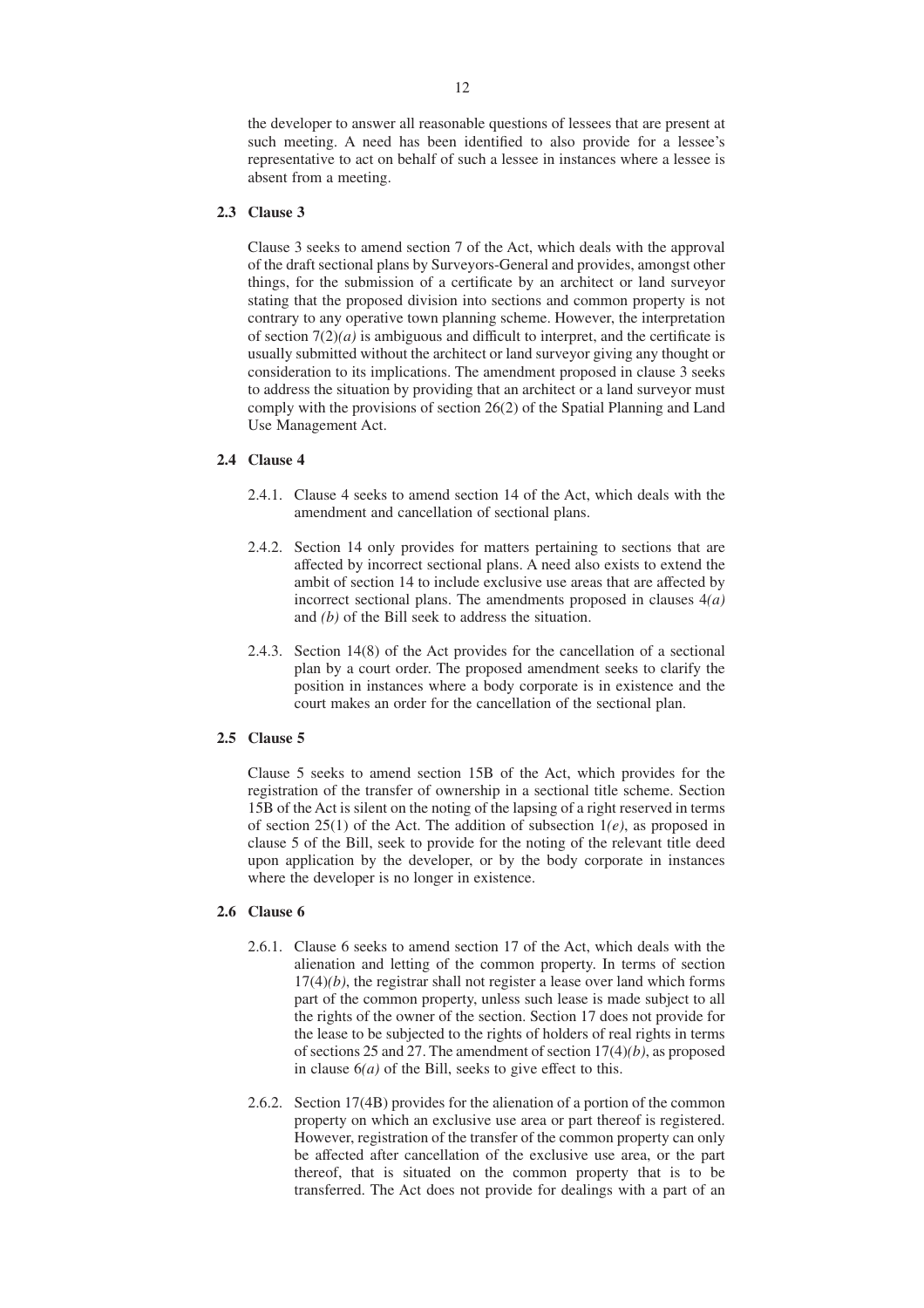the developer to answer all reasonable questions of lessees that are present at such meeting. A need has been identified to also provide for a lessee's representative to act on behalf of such a lessee in instances where a lessee is absent from a meeting.

### 2.3 Clause 3

Clause 3 seeks to amend section 7 of the Act, which deals with the approval of the draft sectional plans by Surveyors-General and provides, amongst other things, for the submission of a certificate by an architect or land surveyor stating that the proposed division into sections and common property is not contrary to any operative town planning scheme. However, the interpretation of section 7(2)*(a)* is ambiguous and difficult to interpret, and the certificate is usually submitted without the architect or land surveyor giving any thought or consideration to its implications. The amendment proposed in clause 3 seeks to address the situation by providing that an architect or a land surveyor must comply with the provisions of section 26(2) of the Spatial Planning and Land Use Management Act.

### 2.4 Clause 4

2.4.1. Clause 4 seeks to amend section 14 of the Act, which deals with the amendment and cancellation of sectional plans.

2.4.2. Section 14 only provides for matters pertaining to sections that are affected by incorrect sectional plans. A need also exists to extend the ambit of section 14 to include exclusive use areas that are affected by incorrect sectional plans. The amendments proposed in clauses 4*(a)* and *(b)* of the Bill seek to address the situation.

2.4.3. Section 14(8) of the Act provides for the cancellation of a sectional plan by a court order. The proposed amendment seeks to clarify the position in instances where a body corporate is in existence and the court makes an order for the cancellation of the sectional plan.

### 2.5 Clause 5

Clause 5 seeks to amend section 15B of the Act, which provides for the registration of the transfer of ownership in a sectional title scheme. Section 15B of the Act is silent on the noting of the lapsing of a right reserved in terms of section 25(1) of the Act. The addition of subsection 1*(e)*, as proposed in clause 5 of the Bill, seek to provide for the noting of the relevant title deed upon application by the developer, or by the body corporate in instances where the developer is no longer in existence.

### 2.6 Clause 6

2.6.1. Clause 6 seeks to amend section 17 of the Act, which deals with the alienation and letting of the common property. In terms of section 17(4)*(b)*, the registrar shall not register a lease over land which forms part of the common property, unless such lease is made subject to all the rights of the owner of the section. Section 17 does not provide for the lease to be subjected to the rights of holders of real rights in terms of sections 25 and 27. The amendment of section 17(4)*(b)*, as proposed in clause 6*(a)* of the Bill, seeks to give effect to this.

2.6.2. Section 17(4B) provides for the alienation of a portion of the common property on which an exclusive use area or part thereof is registered. However, registration of the transfer of the common property can only be affected after cancellation of the exclusive use area, or the part thereof, that is situated on the common property that is to be transferred. The Act does not provide for dealings with a part of an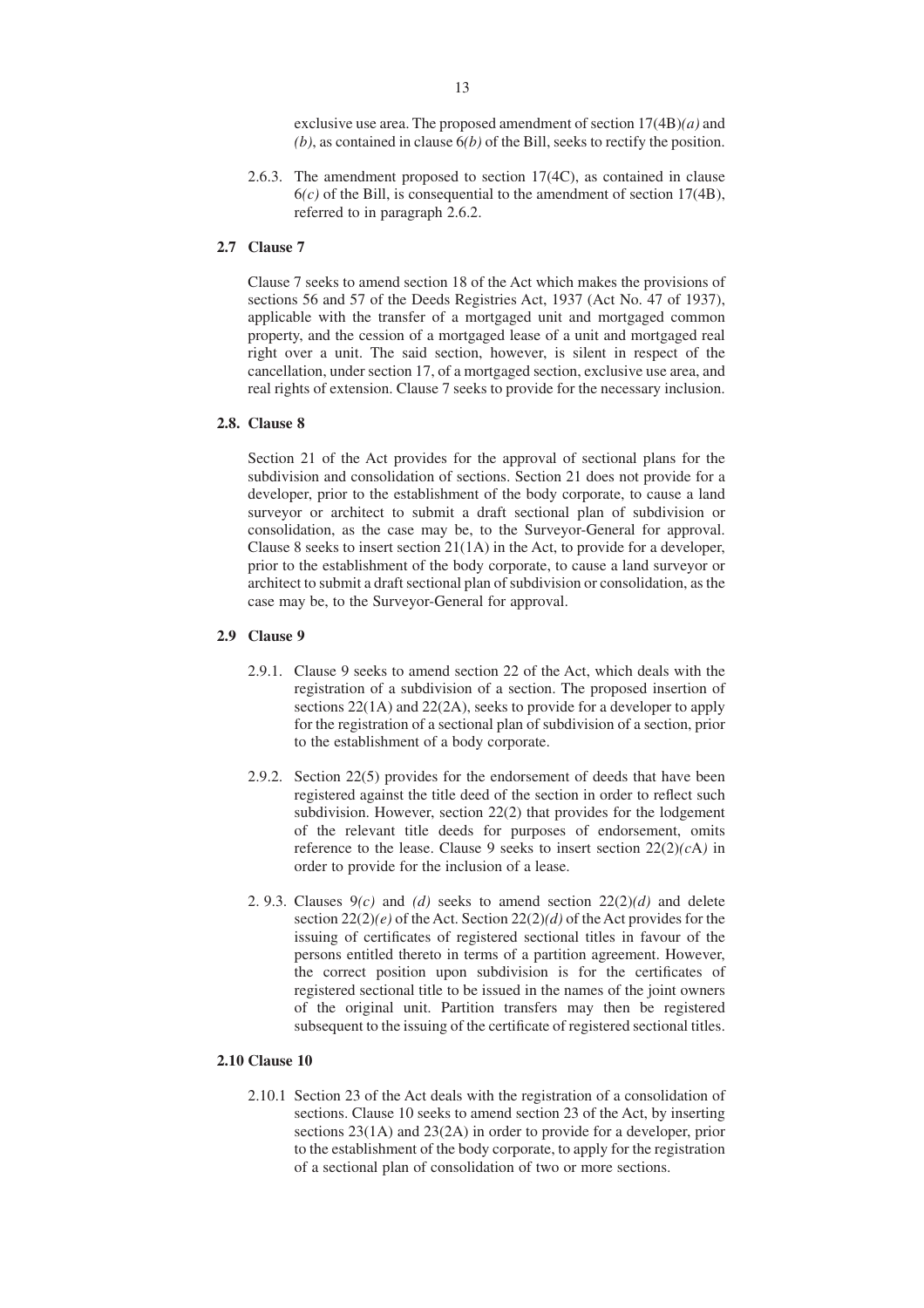exclusive use area. The proposed amendment of section 17(4B)*(a)* and *(b)*, as contained in clause 6*(b)* of the Bill, seeks to rectify the position.

2.6.3. The amendment proposed to section 17(4C), as contained in clause 6*(c)* of the Bill, is consequential to the amendment of section 17(4B), referred to in paragraph 2.6.2.

**2.7 Clause 7**

Clause 7 seeks to amend section 18 of the Act which makes the provisions of sections 56 and 57 of the Deeds Registries Act, 1937 (Act No. 47 of 1937), applicable with the transfer of a mortgaged unit and mortgaged common property, and the cession of a mortgaged lease of a unit and mortgaged real right over a unit. The said section, however, is silent in respect of the cancellation, under section 17, of a mortgaged section, exclusive use area, and real rights of extension. Clause 7 seeks to provide for the necessary inclusion.

**2.8. Clause 8**

Section 21 of the Act provides for the approval of sectional plans for the subdivision and consolidation of sections. Section 21 does not provide for a developer, prior to the establishment of the body corporate, to cause a land surveyor or architect to submit a draft sectional plan of subdivision or consolidation, as the case may be, to the Surveyor-General for approval. Clause 8 seeks to insert section 21(1A) in the Act, to provide for a developer, prior to the establishment of the body corporate, to cause a land surveyor or architect to submit a draft sectional plan of subdivision or consolidation, as the case may be, to the Surveyor-General for approval.

**2.9 Clause 9**

2.9.1. Clause 9 seeks to amend section 22 of the Act, which deals with the registration of a subdivision of a section. The proposed insertion of sections 22(1A) and 22(2A), seeks to provide for a developer to apply for the registration of a sectional plan of subdivision of a section, prior to the establishment of a body corporate.

2.9.2. Section 22(5) provides for the endorsement of deeds that have been registered against the title deed of the section in order to reflect such subdivision. However, section 22(2) that provides for the lodgement of the relevant title deeds for purposes of endorsement, omits reference to the lease. Clause 9 seeks to insert section 22(2)*(c*A*)* in order to provide for the inclusion of a lease.

2. 9.3. Clauses 9*(c)* and *(d)* seeks to amend section 22(2)*(d)* and delete section 22(2)*(e)* of the Act. Section 22(2)*(d)* of the Act provides for the issuing of certificates of registered sectional titles in favour of the persons entitled thereto in terms of a partition agreement. However, the correct position upon subdivision is for the certificates of registered sectional title to be issued in the names of the joint owners of the original unit. Partition transfers may then be registered subsequent to the issuing of the certificate of registered sectional titles.

**2.10 Clause 10**

2.10.1 Section 23 of the Act deals with the registration of a consolidation of sections. Clause 10 seeks to amend section 23 of the Act, by inserting sections 23(1A) and 23(2A) in order to provide for a developer, prior to the establishment of the body corporate, to apply for the registration of a sectional plan of consolidation of two or more sections.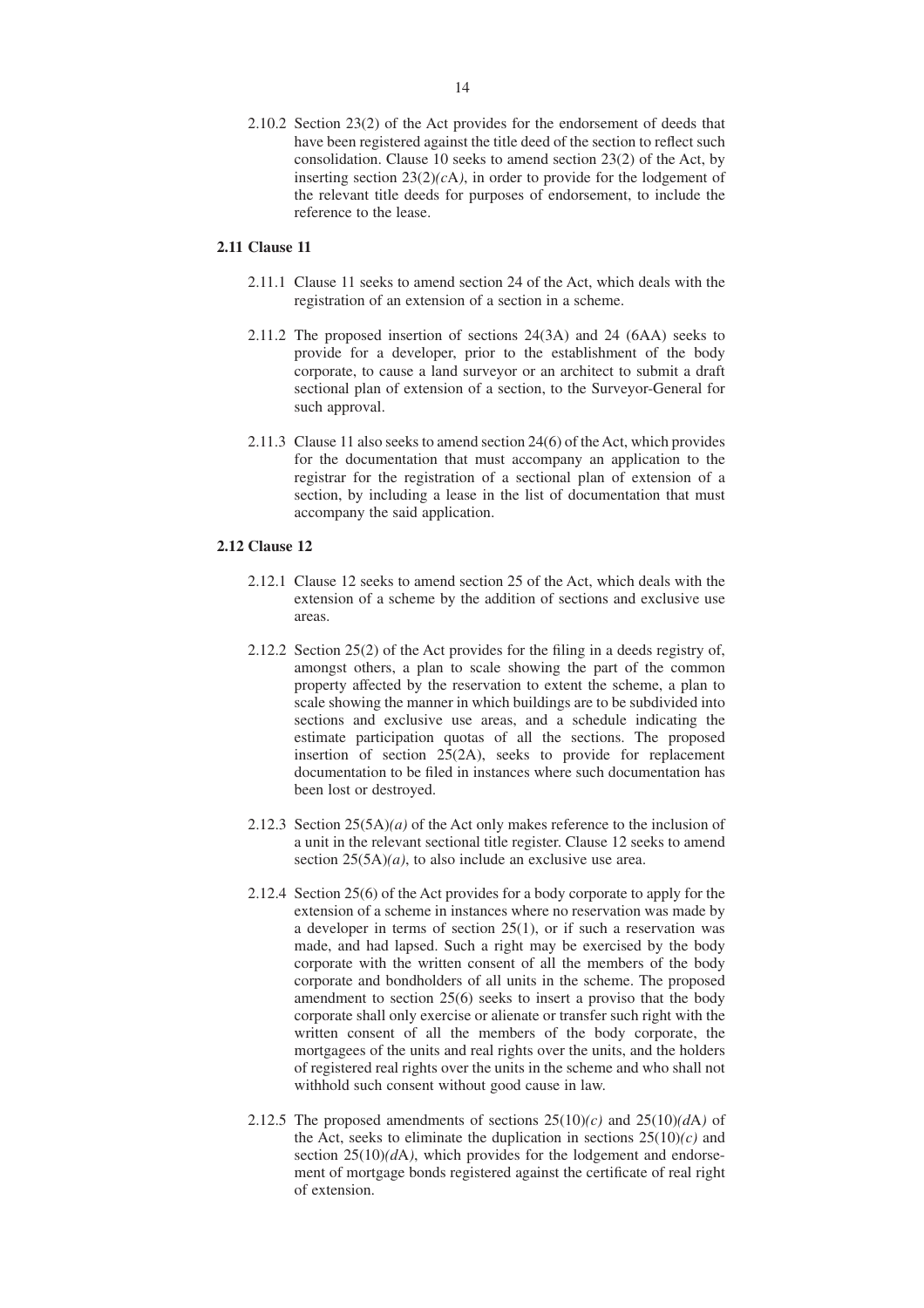2.10.2 Section 23(2) of the Act provides for the endorsement of deeds that have been registered against the title deed of the section to reflect such consolidation. Clause 10 seeks to amend section 23(2) of the Act, by inserting section 23(2)*(c*A*)*, in order to provide for the lodgement of the relevant title deeds for purposes of endorsement, to include the reference to the lease.

**2.11 Clause 11**

2.11.1 Clause 11 seeks to amend section 24 of the Act, which deals with the registration of an extension of a section in a scheme.

2.11.2 The proposed insertion of sections 24(3A) and 24 (6AA) seeks to provide for a developer, prior to the establishment of the body corporate, to cause a land surveyor or an architect to submit a draft sectional plan of extension of a section, to the Surveyor-General for such approval.

2.11.3 Clause 11 also seeks to amend section 24(6) of the Act, which provides for the documentation that must accompany an application to the registrar for the registration of a sectional plan of extension of a section, by including a lease in the list of documentation that must accompany the said application.

**2.12 Clause 12**

2.12.1 Clause 12 seeks to amend section 25 of the Act, which deals with the extension of a scheme by the addition of sections and exclusive use areas.

2.12.2 Section 25(2) of the Act provides for the filing in a deeds registry of, amongst others, a plan to scale showing the part of the common property affected by the reservation to extent the scheme, a plan to scale showing the manner in which buildings are to be subdivided into sections and exclusive use areas, and a schedule indicating the estimate participation quotas of all the sections. The proposed insertion of section 25(2A), seeks to provide for replacement documentation to be filed in instances where such documentation has been lost or destroyed.

2.12.3 Section 25(5A)*(a)* of the Act only makes reference to the inclusion of a unit in the relevant sectional title register. Clause 12 seeks to amend section 25(5A)*(a)*, to also include an exclusive use area.

2.12.4 Section 25(6) of the Act provides for a body corporate to apply for the extension of a scheme in instances where no reservation was made by a developer in terms of section 25(1), or if such a reservation was made, and had lapsed. Such a right may be exercised by the body corporate with the written consent of all the members of the body corporate and bondholders of all units in the scheme. The proposed amendment to section 25(6) seeks to insert a proviso that the body corporate shall only exercise or alienate or transfer such right with the written consent of all the members of the body corporate, the mortgagees of the units and real rights over the units, and the holders of registered real rights over the units in the scheme and who shall not withhold such consent without good cause in law.

2.12.5 The proposed amendments of sections 25(10)*(c)* and 25(10)*(d*A*)* of the Act, seeks to eliminate the duplication in sections 25(10)*(c)* and section 25(10)*(d*A*)*, which provides for the lodgement and endorsement of mortgage bonds registered against the certificate of real right of extension.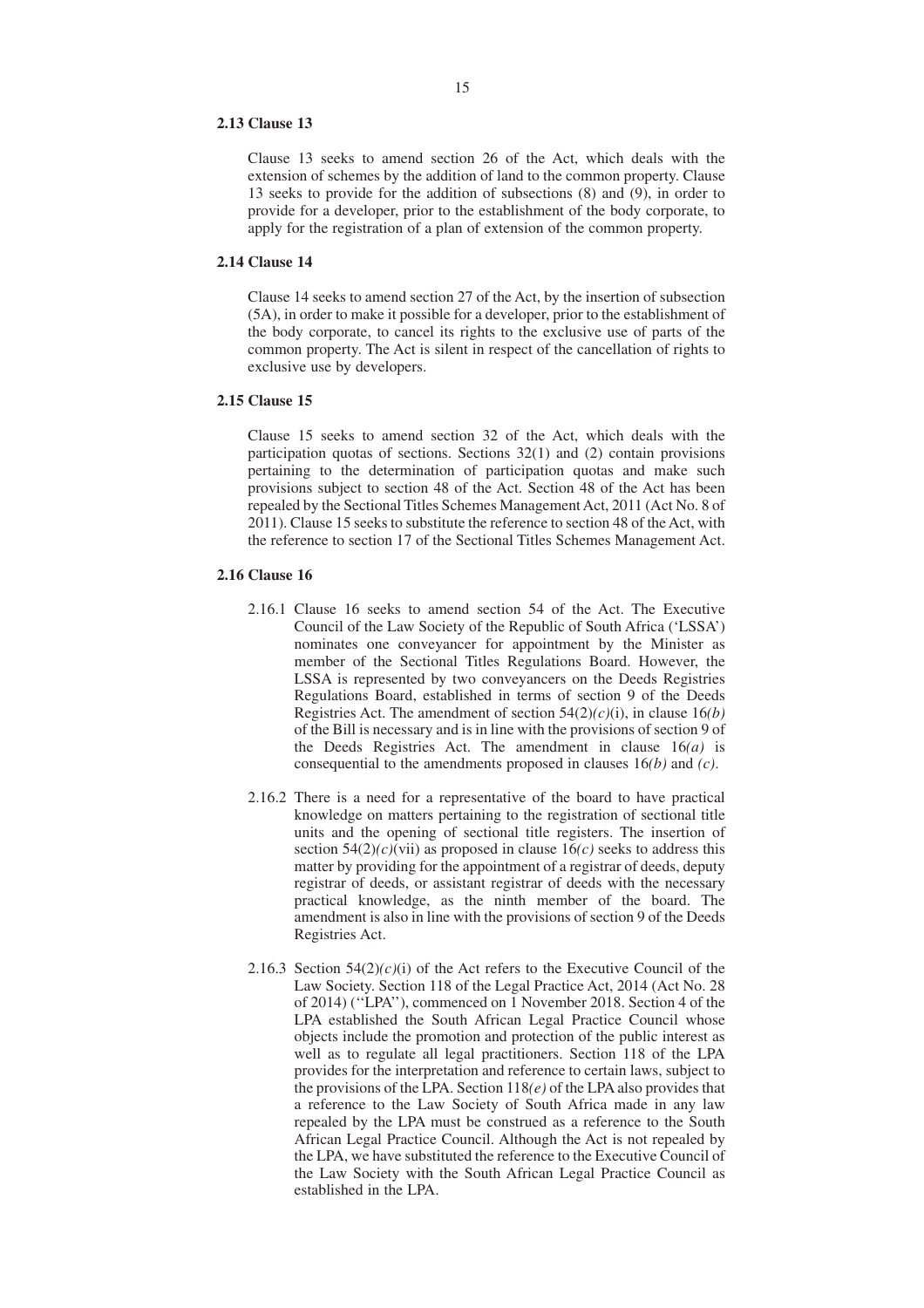### 2.13 Clause 13

Clause 13 seeks to amend section 26 of the Act, which deals with the extension of schemes by the addition of land to the common property. Clause 13 seeks to provide for the addition of subsections (8) and (9), in order to provide for a developer, prior to the establishment of the body corporate, to apply for the registration of a plan of extension of the common property.

### 2.14 Clause 14

Clause 14 seeks to amend section 27 of the Act, by the insertion of subsection (5A), in order to make it possible for a developer, prior to the establishment of the body corporate, to cancel its rights to the exclusive use of parts of the common property. The Act is silent in respect of the cancellation of rights to exclusive use by developers.

### 2.15 Clause 15

Clause 15 seeks to amend section 32 of the Act, which deals with the participation quotas of sections. Sections 32(1) and (2) contain provisions pertaining to the determination of participation quotas and make such provisions subject to section 48 of the Act. Section 48 of the Act has been repealed by the Sectional Titles Schemes Management Act, 2011 (Act No. 8 of 2011). Clause 15 seeks to substitute the reference to section 48 of the Act, with the reference to section 17 of the Sectional Titles Schemes Management Act.

### 2.16 Clause 16

2.16.1 Clause 16 seeks to amend section 54 of the Act. The Executive Council of the Law Society of the Republic of South Africa ('LSSA') nominates one conveyancer for appointment by the Minister as member of the Sectional Titles Regulations Board. However, the LSSA is represented by two conveyancers on the Deeds Registries Regulations Board, established in terms of section 9 of the Deeds Registries Act. The amendment of section 54(2)*(c)*(i), in clause 16*(b)* of the Bill is necessary and is in line with the provisions of section 9 of the Deeds Registries Act. The amendment in clause 16*(a)* is consequential to the amendments proposed in clauses 16*(b)* and *(c)*.

2.16.2 There is a need for a representative of the board to have practical knowledge on matters pertaining to the registration of sectional title units and the opening of sectional title registers. The insertion of section 54(2)*(c)*(vii) as proposed in clause 16*(c)* seeks to address this matter by providing for the appointment of a registrar of deeds, deputy registrar of deeds, or assistant registrar of deeds with the necessary practical knowledge, as the ninth member of the board. The amendment is also in line with the provisions of section 9 of the Deeds Registries Act.

2.16.3 Section 54(2)*(c)*(i) of the Act refers to the Executive Council of the Law Society. Section 118 of the Legal Practice Act, 2014 (Act No. 28 of 2014) (''LPA''), commenced on 1 November 2018. Section 4 of the LPA established the South African Legal Practice Council whose objects include the promotion and protection of the public interest as well as to regulate all legal practitioners. Section 118 of the LPA provides for the interpretation and reference to certain laws, subject to the provisions of the LPA. Section 118*(e)* of the LPA also provides that a reference to the Law Society of South Africa made in any law repealed by the LPA must be construed as a reference to the South African Legal Practice Council. Although the Act is not repealed by the LPA, we have substituted the reference to the Executive Council of the Law Society with the South African Legal Practice Council as established in the LPA.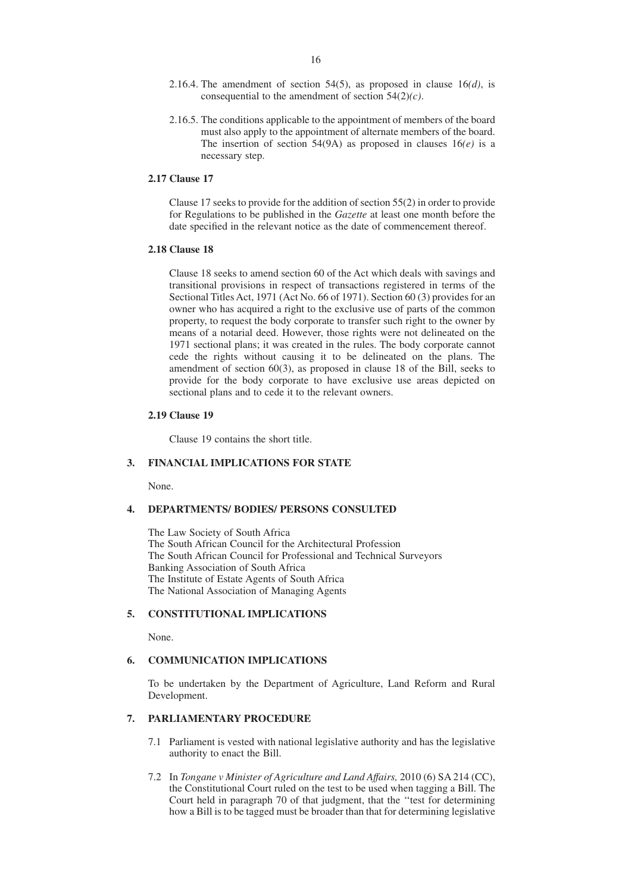2.16.4. The amendment of section 54(5), as proposed in clause 16*(d)*, is consequential to the amendment of section 54(2)*(c)*.

2.16.5. The conditions applicable to the appointment of members of the board must also apply to the appointment of alternate members of the board. The insertion of section 54(9A) as proposed in clauses 16*(e)* is a necessary step.

**2.17 Clause 17**

Clause 17 seeks to provide for the addition of section 55(2) in order to provide for Regulations to be published in the *Gazette* at least one month before the date specified in the relevant notice as the date of commencement thereof.

**2.18 Clause 18**

Clause 18 seeks to amend section 60 of the Act which deals with savings and transitional provisions in respect of transactions registered in terms of the Sectional Titles Act, 1971 (Act No. 66 of 1971). Section 60 (3) provides for an owner who has acquired a right to the exclusive use of parts of the common property, to request the body corporate to transfer such right to the owner by means of a notarial deed. However, those rights were not delineated on the 1971 sectional plans; it was created in the rules. The body corporate cannot cede the rights without causing it to be delineated on the plans. The amendment of section 60(3), as proposed in clause 18 of the Bill, seeks to provide for the body corporate to have exclusive use areas depicted on sectional plans and to cede it to the relevant owners.

**2.19 Clause 19**

Clause 19 contains the short title.

**3. FINANCIAL IMPLICATIONS FOR STATE**

None.

**4. DEPARTMENTS/ BODIES/ PERSONS CONSULTED**

The Law Society of South Africa
The South African Council for the Architectural Profession
The South African Council for Professional and Technical Surveyors
Banking Association of South Africa
The Institute of Estate Agents of South Africa
The National Association of Managing Agents

**5. CONSTITUTIONAL IMPLICATIONS**

None.

**6. COMMUNICATION IMPLICATIONS**

To be undertaken by the Department of Agriculture, Land Reform and Rural Development.

**7. PARLIAMENTARY PROCEDURE**

7.1 Parliament is vested with national legislative authority and has the legislative authority to enact the Bill.

7.2 In *Tongane v Minister of Agriculture and Land Affairs,* 2010 (6) SA 214 (CC), the Constitutional Court ruled on the test to be used when tagging a Bill. The Court held in paragraph 70 of that judgment, that the ''test for determining how a Bill is to be tagged must be broader than that for determining legislative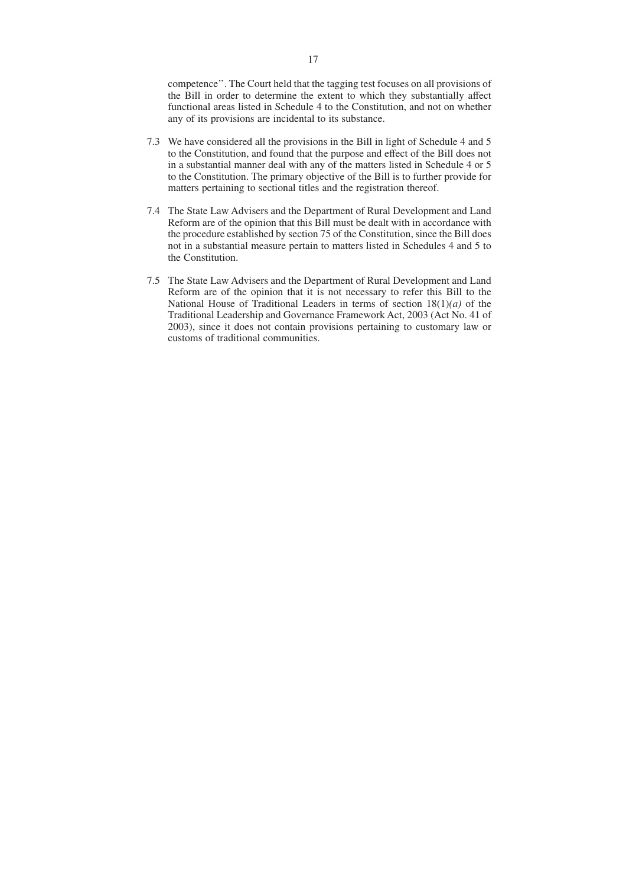competence''. The Court held that the tagging test focuses on all provisions of the Bill in order to determine the extent to which they substantially affect functional areas listed in Schedule 4 to the Constitution, and not on whether any of its provisions are incidental to its substance.

7.3 We have considered all the provisions in the Bill in light of Schedule 4 and 5 to the Constitution, and found that the purpose and effect of the Bill does not in a substantial manner deal with any of the matters listed in Schedule 4 or 5 to the Constitution. The primary objective of the Bill is to further provide for matters pertaining to sectional titles and the registration thereof.

7.4 The State Law Advisers and the Department of Rural Development and Land Reform are of the opinion that this Bill must be dealt with in accordance with the procedure established by section 75 of the Constitution, since the Bill does not in a substantial measure pertain to matters listed in Schedules 4 and 5 to the Constitution.

7.5 The State Law Advisers and the Department of Rural Development and Land Reform are of the opinion that it is not necessary to refer this Bill to the National House of Traditional Leaders in terms of section 18(1)*(a)* of the Traditional Leadership and Governance Framework Act, 2003 (Act No. 41 of 2003), since it does not contain provisions pertaining to customary law or customs of traditional communities.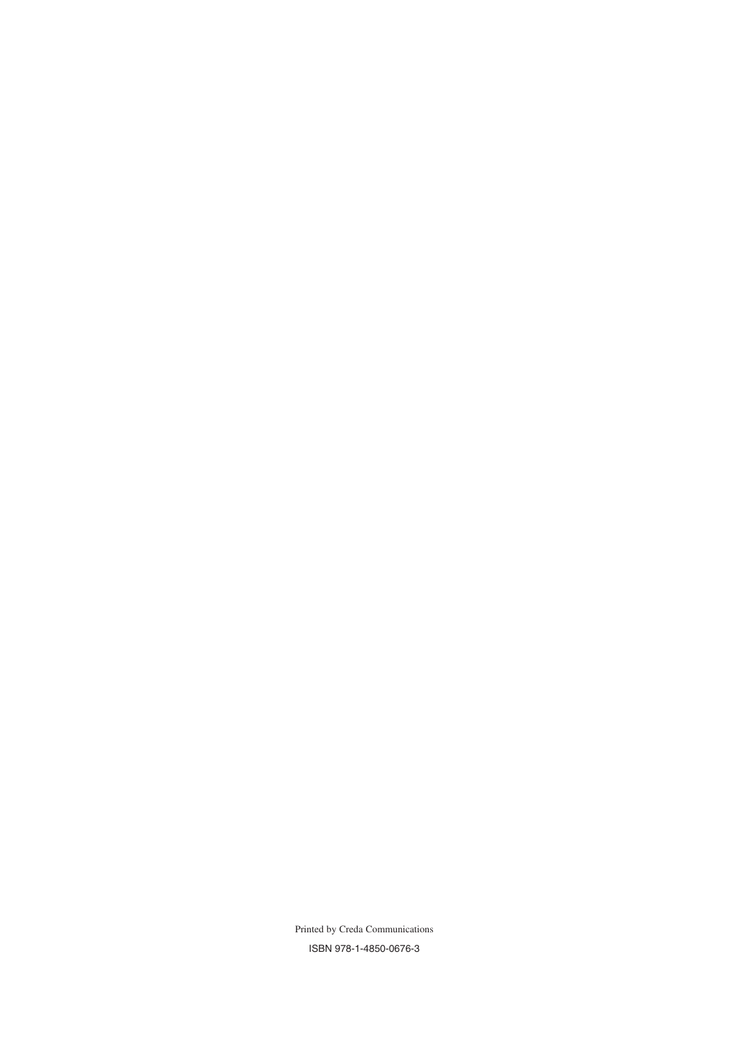Printed by Creda Communications

ISBN 978-1-4850-0676-3